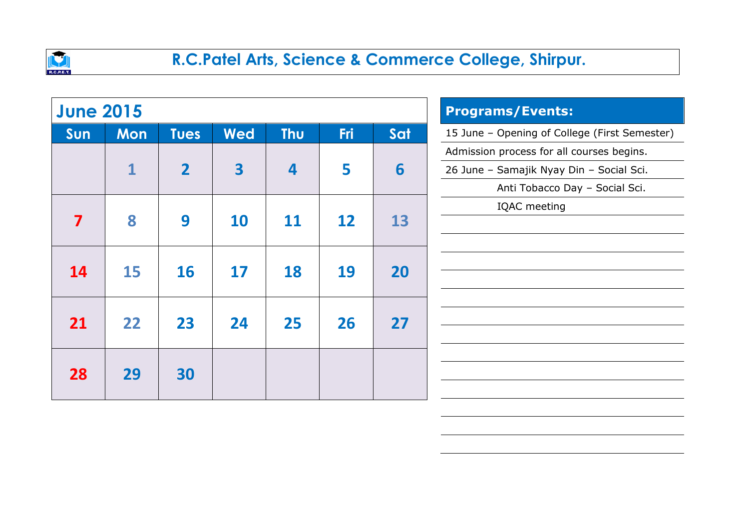# R.C.Patel Arts, Science & Commerce College, Shirpur.

## June 2015

| Sun | Mon | Tues | Wed | Thu | Fri | Sat |
|---|---|---|---|---|---|---|
| | 1 | 2 | 3 | 4 | 5 | 6 |
| 7 | 8 | 9 | 10 | 11 | 12 | 13 |
| 14 | 15 | 16 | 17 | 18 | 19 | 20 |
| 21 | 22 | 23 | 24 | 25 | 26 | 27 |
| 28 | 29 | 30 | | | | |

## Programs/Events:

15 June – Opening of College (First Semester)

Admission process for all courses begins.

26 June – Samajik Nyay Din – Social Sci.

Anti Tobacco Day – Social Sci.

IQAC meeting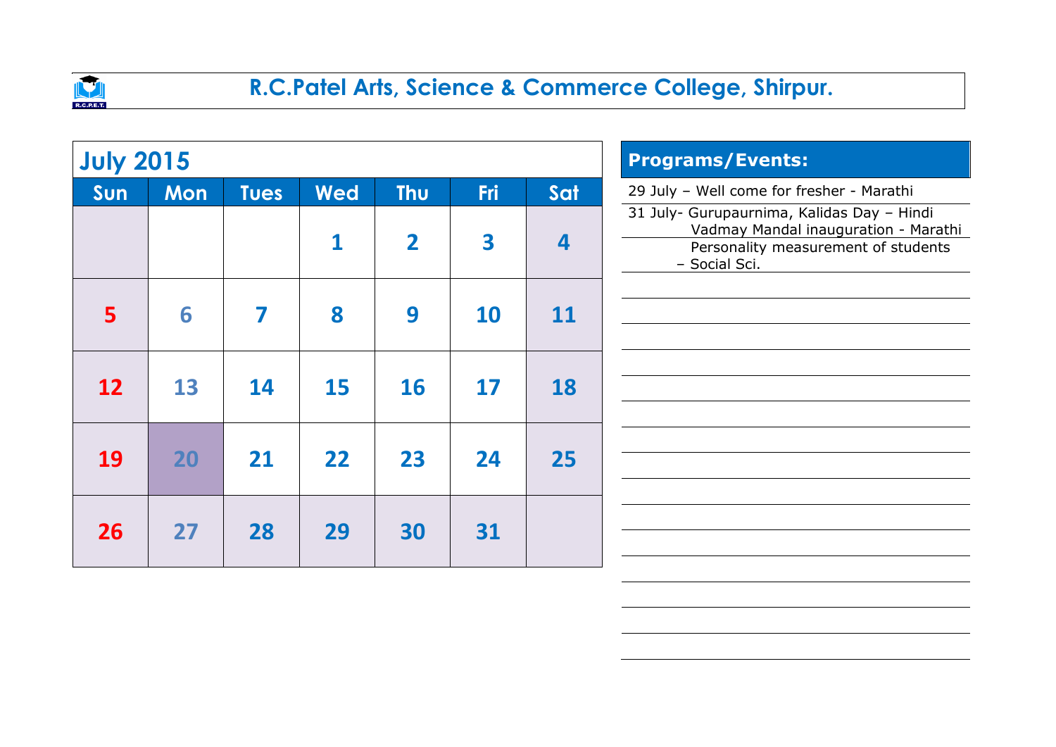# R.C.Patel Arts, Science & Commerce College, Shirpur.

## July 2015

| Sun | Mon | Tues | Wed | Thu | Fri | Sat |
|---|---|---|---|---|---|---|
| | | | 1 | 2 | 3 | 4 |
| 5 | 6 | 7 | 8 | 9 | 10 | 11 |
| 12 | 13 | 14 | 15 | 16 | 17 | 18 |
| 19 | 20 | 21 | 22 | 23 | 24 | 25 |
| 26 | 27 | 28 | 29 | 30 | 31 | |

## Programs/Events:

29 July – Well come for fresher - Marathi

31 July- Gurupaurnima, Kalidas Day – Hindi
Vadmay Mandal inauguration - Marathi
Personality measurement of students – Social Sci.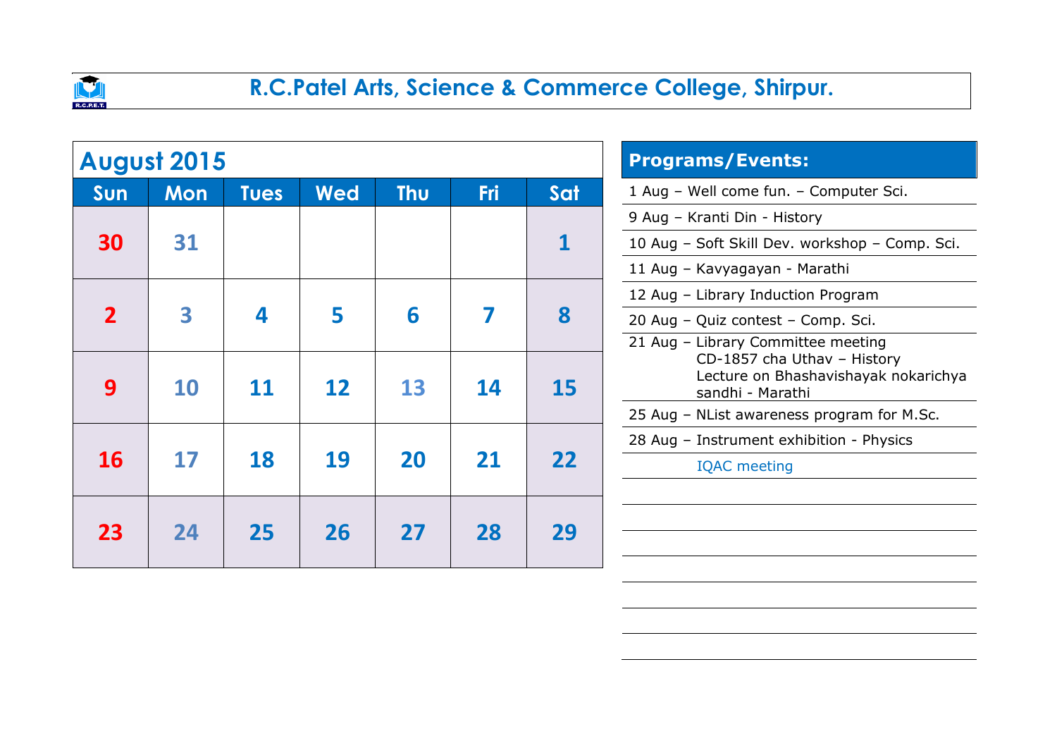# R.C.Patel Arts, Science & Commerce College, Shirpur.

## August 2015

| Sun | Mon | Tues | Wed | Thu | Fri | Sat |
|---|---|---|---|---|---|---|
| 30 | 31 | | | | | 1 |
| 2 | 3 | 4 | 5 | 6 | 7 | 8 |
| 9 | 10 | 11 | 12 | 13 | 14 | 15 |
| 16 | 17 | 18 | 19 | 20 | 21 | 22 |
| 23 | 24 | 25 | 26 | 27 | 28 | 29 |

## Programs/Events:

- 1 Aug – Well come fun. – Computer Sci.
- 9 Aug – Kranti Din - History
- 10 Aug – Soft Skill Dev. workshop – Comp. Sci.
- 11 Aug – Kavyagayan - Marathi
- 12 Aug – Library Induction Program
- 20 Aug – Quiz contest – Comp. Sci.
- 21 Aug – Library Committee meeting
  CD-1857 cha Uthav – History
  Lecture on Bhashavishayak nokarichya sandhi - Marathi
- 25 Aug – NList awareness program for M.Sc.
- 28 Aug – Instrument exhibition - Physics
  IQAC meeting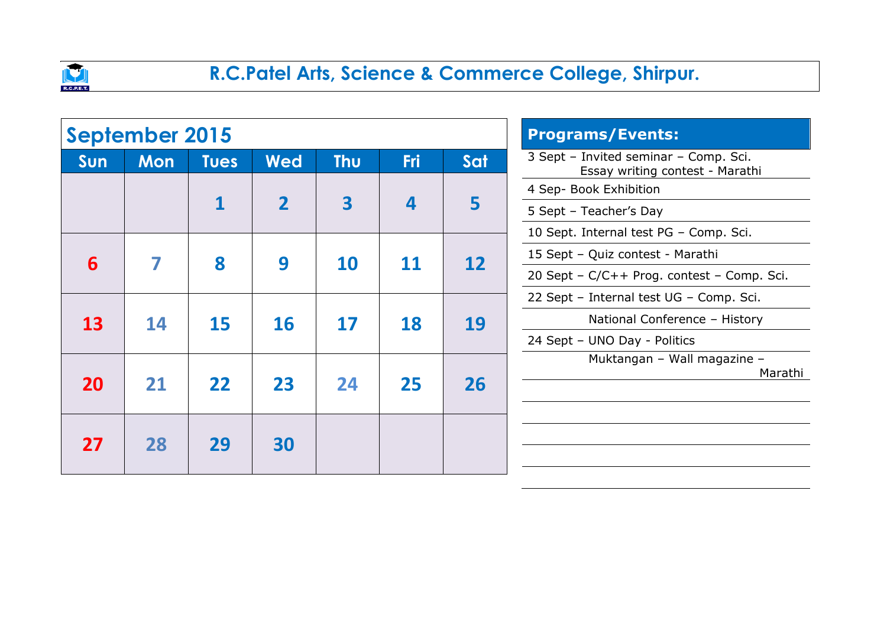# R.C.Patel Arts, Science & Commerce College, Shirpur.

## September 2015

| Sun | Mon | Tues | Wed | Thu | Fri | Sat |
|---|---|---|---|---|---|---|
| | | 1 | 2 | 3 | 4 | 5 |
| 6 | 7 | 8 | 9 | 10 | 11 | 12 |
| 13 | 14 | 15 | 16 | 17 | 18 | 19 |
| 20 | 21 | 22 | 23 | 24 | 25 | 26 |
| 27 | 28 | 29 | 30 | | | |

## Programs/Events:

- 3 Sept – Invited seminar – Comp. Sci.
  Essay writing contest - Marathi
- 4 Sep- Book Exhibition
- 5 Sept – Teacher's Day
- 10 Sept. Internal test PG – Comp. Sci.
- 15 Sept – Quiz contest - Marathi
- 20 Sept – C/C++ Prog. contest – Comp. Sci.
- 22 Sept – Internal test UG – Comp. Sci.
  National Conference – History
- 24 Sept – UNO Day - Politics
  Muktangan – Wall magazine – Marathi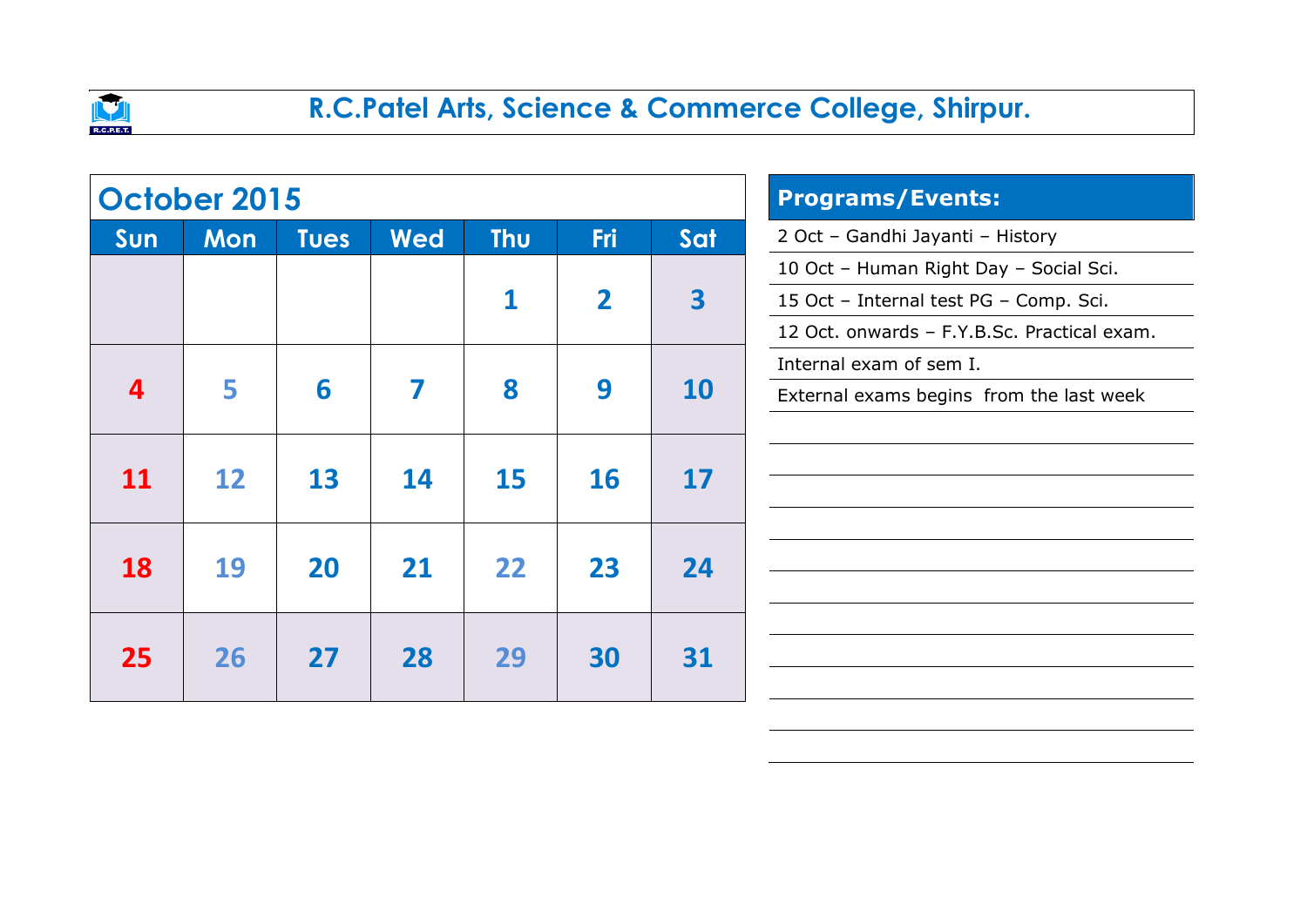# R.C.Patel Arts, Science & Commerce College, Shirpur.

## October 2015

| Sun | Mon | Tues | Wed | Thu | Fri | Sat |
|---|---|---|---|---|---|---|
| | | | | 1 | 2 | 3 |
| 4 | 5 | 6 | 7 | 8 | 9 | 10 |
| 11 | 12 | 13 | 14 | 15 | 16 | 17 |
| 18 | 19 | 20 | 21 | 22 | 23 | 24 |
| 25 | 26 | 27 | 28 | 29 | 30 | 31 |

## Programs/Events:

- 2 Oct – Gandhi Jayanti – History
- 10 Oct – Human Right Day – Social Sci.
- 15 Oct – Internal test PG – Comp. Sci.
- 12 Oct. onwards – F.Y.B.Sc. Practical exam.
- Internal exam of sem I.
- External exams begins from the last week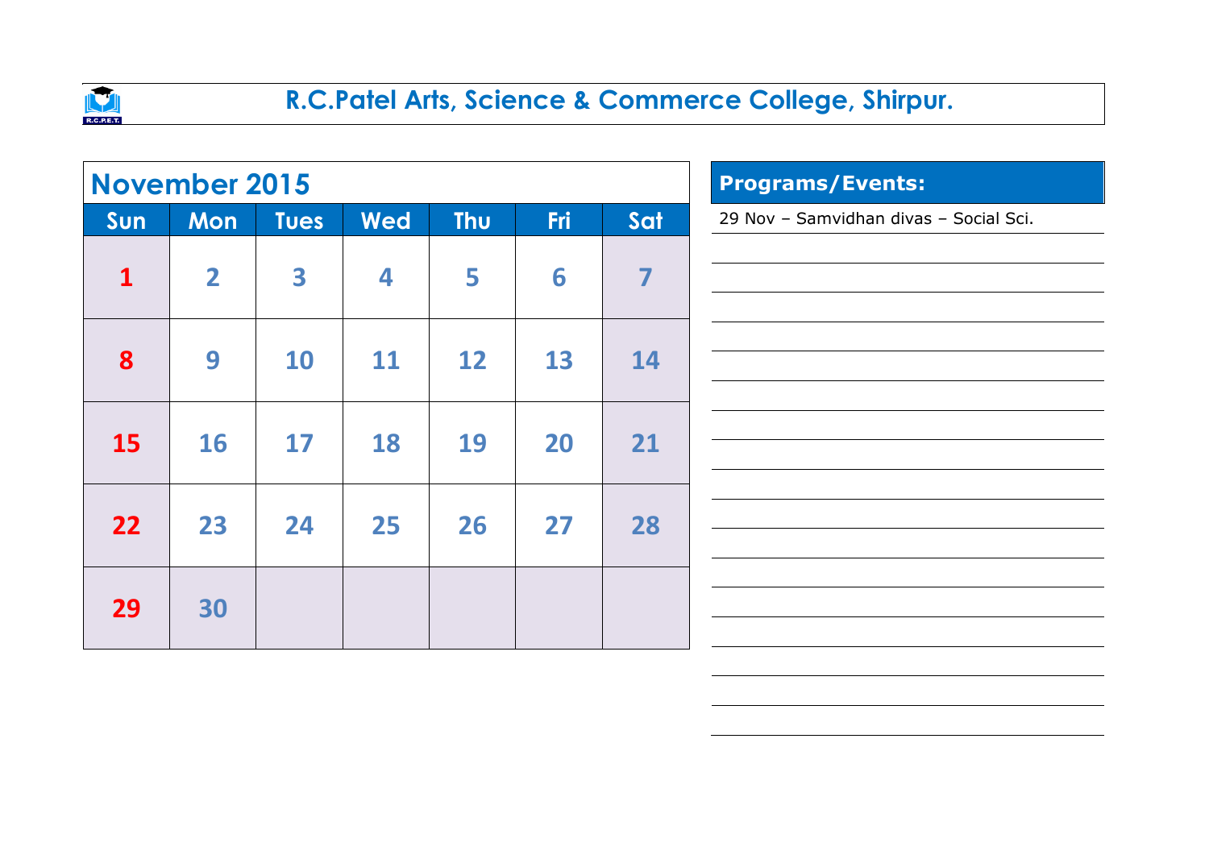# R.C.Patel Arts, Science & Commerce College, Shirpur.

## November 2015

| Sun | Mon | Tues | Wed | Thu | Fri | Sat |
|---|---|---|---|---|---|---|
| 1 | 2 | 3 | 4 | 5 | 6 | 7 |
| 8 | 9 | 10 | 11 | 12 | 13 | 14 |
| 15 | 16 | 17 | 18 | 19 | 20 | 21 |
| 22 | 23 | 24 | 25 | 26 | 27 | 28 |
| 29 | 30 | | | | | |

## Programs/Events:

29 Nov – Samvidhan divas – Social Sci.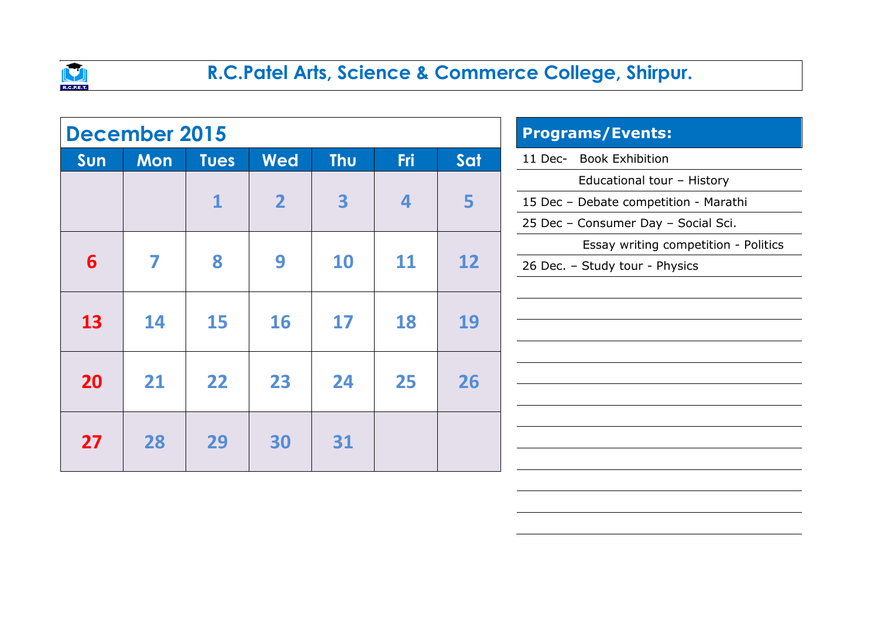# R.C.Patel Arts, Science & Commerce College, Shirpur.

## December 2015

| Sun | Mon | Tues | Wed | Thu | Fri | Sat |
|---|---|---|---|---|---|---|
| | | 1 | 2 | 3 | 4 | 5 |
| 6 | 7 | 8 | 9 | 10 | 11 | 12 |
| 13 | 14 | 15 | 16 | 17 | 18 | 19 |
| 20 | 21 | 22 | 23 | 24 | 25 | 26 |
| 27 | 28 | 29 | 30 | 31 | | |

## Programs/Events:

11 Dec- Book Exhibition

Educational tour – History

15 Dec – Debate competition - Marathi

25 Dec – Consumer Day – Social Sci.

Essay writing competition - Politics

26 Dec. – Study tour - Physics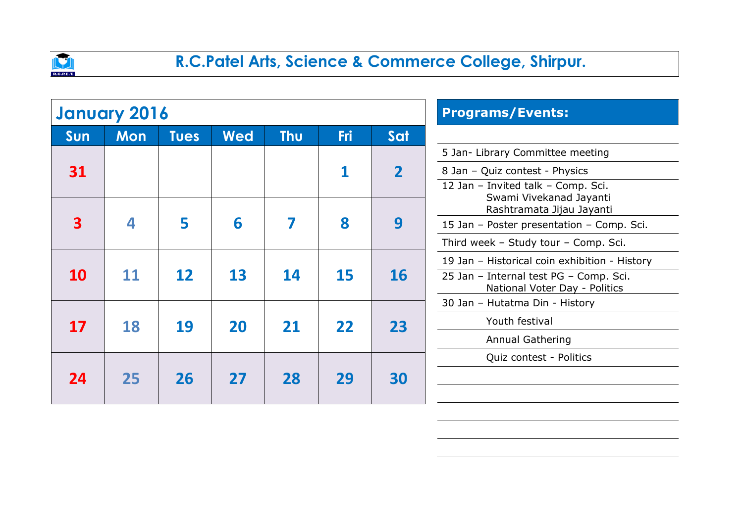# R.C.Patel Arts, Science & Commerce College, Shirpur.

## January 2016

| Sun | Mon | Tues | Wed | Thu | Fri | Sat |
|---|---|---|---|---|---|---|
| 31 | | | | | 1 | 2 |
| 3 | 4 | 5 | 6 | 7 | 8 | 9 |
| 10 | 11 | 12 | 13 | 14 | 15 | 16 |
| 17 | 18 | 19 | 20 | 21 | 22 | 23 |
| 24 | 25 | 26 | 27 | 28 | 29 | 30 |

## Programs/Events:

- 5 Jan- Library Committee meeting
- 8 Jan – Quiz contest - Physics
- 12 Jan – Invited talk – Comp. Sci.
  - Swami Vivekanad Jayanti
  - Rashtramata Jijau Jayanti
- 15 Jan – Poster presentation – Comp. Sci.
- Third week – Study tour – Comp. Sci.
- 19 Jan – Historical coin exhibition - History
- 25 Jan – Internal test PG – Comp. Sci.
  - National Voter Day - Politics
- 30 Jan – Hutatma Din - History
  - Youth festival
  - Annual Gathering
  - Quiz contest - Politics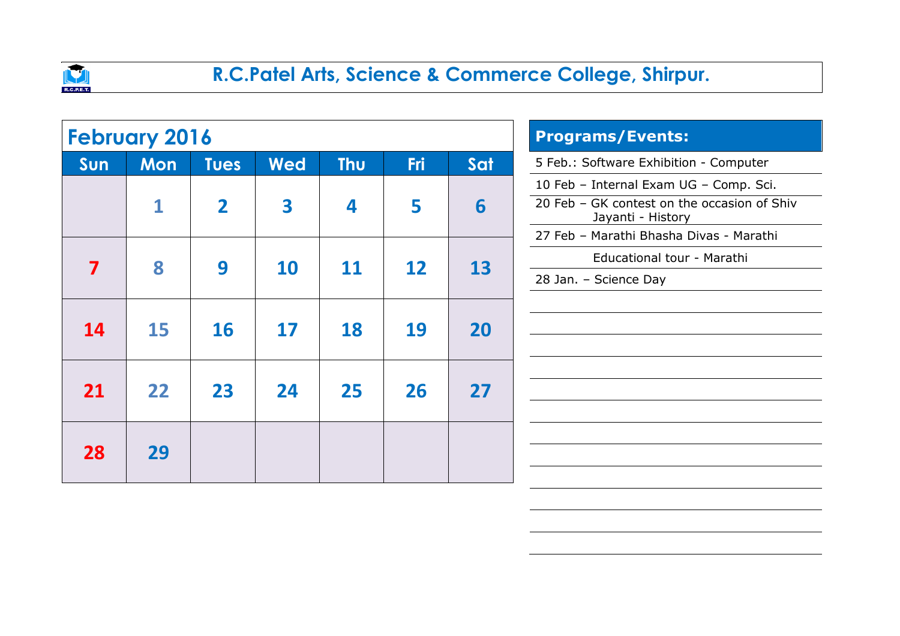# R.C.Patel Arts, Science & Commerce College, Shirpur.

## February 2016

| Sun | Mon | Tues | Wed | Thu | Fri | Sat |
|---|---|---|---|---|---|---|
| | 1 | 2 | 3 | 4 | 5 | 6 |
| 7 | 8 | 9 | 10 | 11 | 12 | 13 |
| 14 | 15 | 16 | 17 | 18 | 19 | 20 |
| 21 | 22 | 23 | 24 | 25 | 26 | 27 |
| 28 | 29 | | | | | |

## Programs/Events:

5 Feb.: Software Exhibition - Computer

10 Feb – Internal Exam UG – Comp. Sci.

20 Feb – GK contest on the occasion of Shiv Jayanti - History

27 Feb – Marathi Bhasha Divas - Marathi

Educational tour - Marathi

28 Jan. – Science Day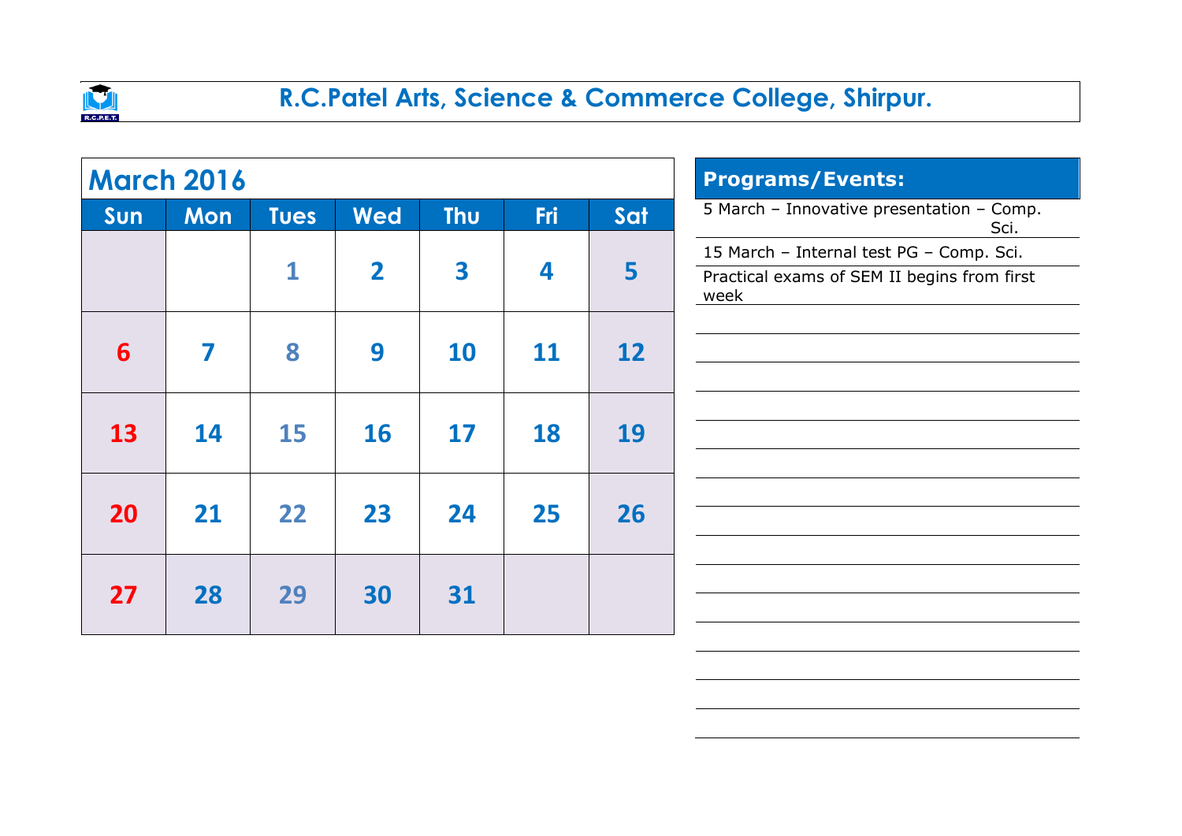# R.C.Patel Arts, Science & Commerce College, Shirpur.

## March 2016

| Sun | Mon | Tues | Wed | Thu | Fri | Sat |
|---|---|---|---|---|---|---|
| | | 1 | 2 | 3 | 4 | 5 |
| 6 | 7 | 8 | 9 | 10 | 11 | 12 |
| 13 | 14 | 15 | 16 | 17 | 18 | 19 |
| 20 | 21 | 22 | 23 | 24 | 25 | 26 |
| 27 | 28 | 29 | 30 | 31 | | |

## Programs/Events:

5 March – Innovative presentation – Comp. Sci.

15 March – Internal test PG – Comp. Sci.

Practical exams of SEM II begins from first week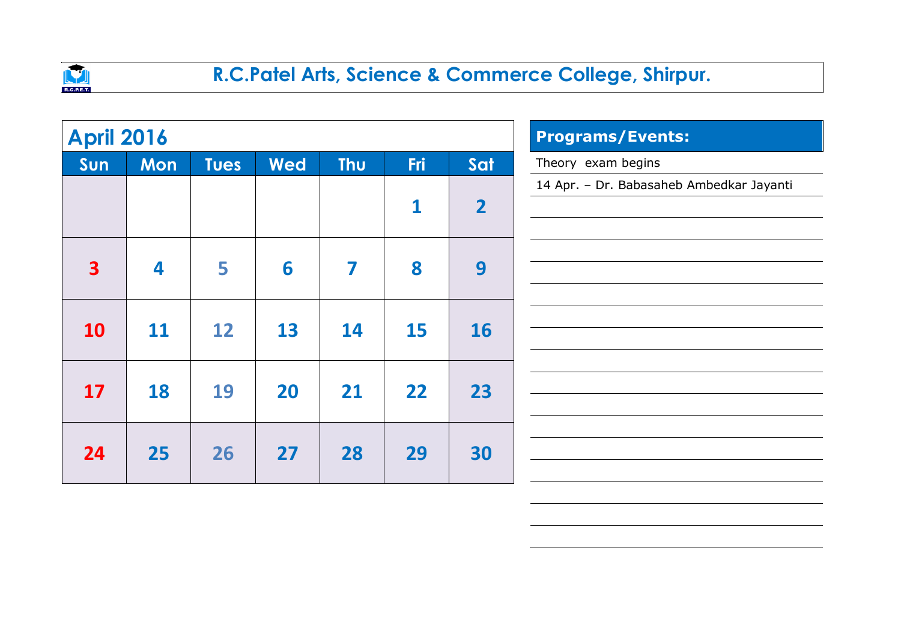# R.C.Patel Arts, Science & Commerce College, Shirpur.

## April 2016

| Sun | Mon | Tues | Wed | Thu | Fri | Sat |
|---|---|---|---|---|---|---|
| | | | | | 1 | 2 |
| 3 | 4 | 5 | 6 | 7 | 8 | 9 |
| 10 | 11 | 12 | 13 | 14 | 15 | 16 |
| 17 | 18 | 19 | 20 | 21 | 22 | 23 |
| 24 | 25 | 26 | 27 | 28 | 29 | 30 |

## Programs/Events:

Theory exam begins

14 Apr. – Dr. Babasaheb Ambedkar Jayanti